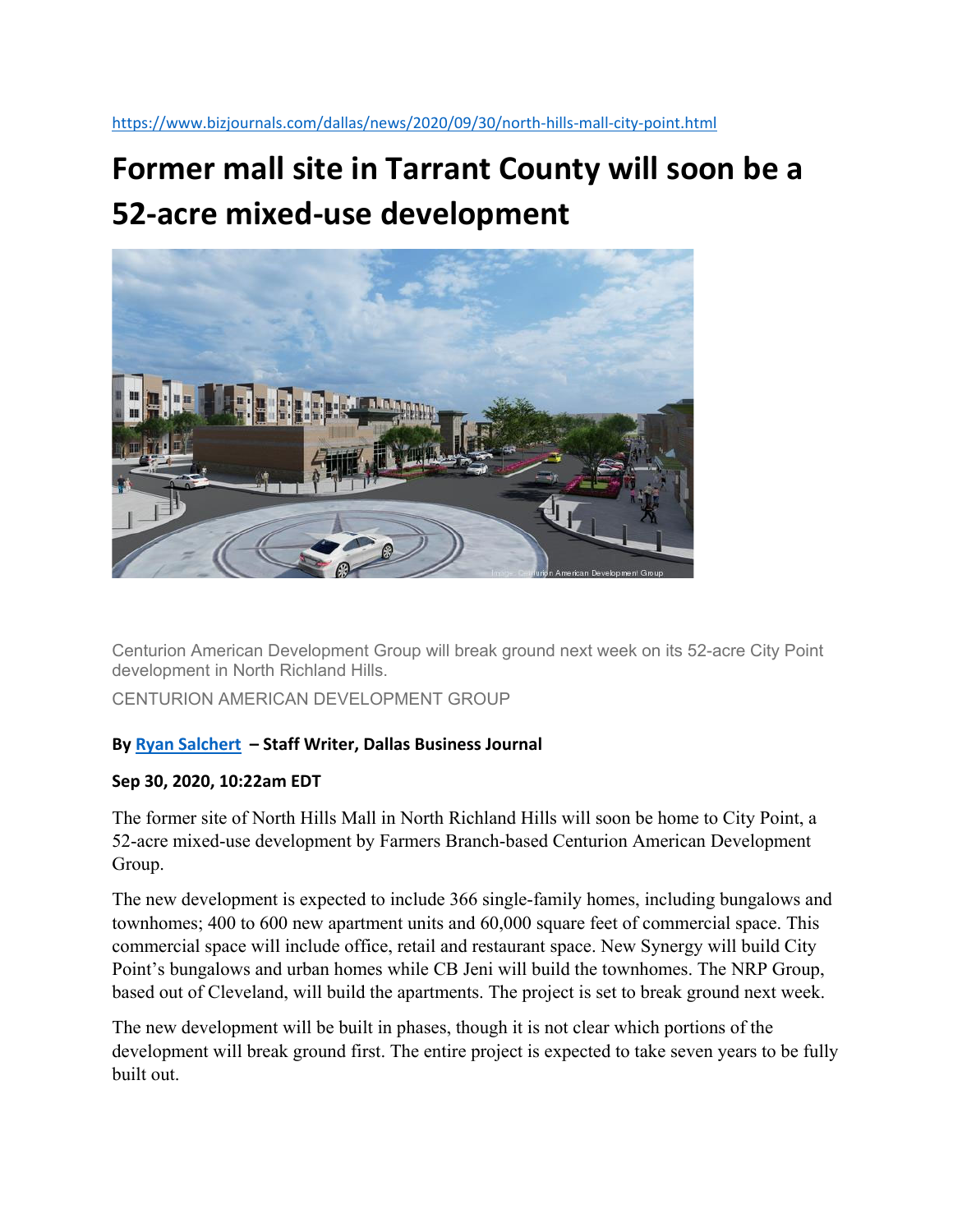https://www.bizjournals.com/dallas/news/2020/09/30/north-hills-mall-city-point.html

# Former mall site in Tarrant County will soon be a 52-acre mixed-use development

Centurion American Development Group will break ground next week on its 52-acre City Point development in North Richland Hills.

CENTURION AMERICAN DEVELOPMENT GROUP

**By Ryan Salchert – Staff Writer, Dallas Business Journal**

**Sep 30, 2020, 10:22am EDT**

The former site of North Hills Mall in North Richland Hills will soon be home to City Point, a 52-acre mixed-use development by Farmers Branch-based Centurion American Development Group.

The new development is expected to include 366 single-family homes, including bungalows and townhomes; 400 to 600 new apartment units and 60,000 square feet of commercial space. This commercial space will include office, retail and restaurant space. New Synergy will build City Point's bungalows and urban homes while CB Jeni will build the townhomes. The NRP Group, based out of Cleveland, will build the apartments. The project is set to break ground next week.

The new development will be built in phases, though it is not clear which portions of the development will break ground first. The entire project is expected to take seven years to be fully built out.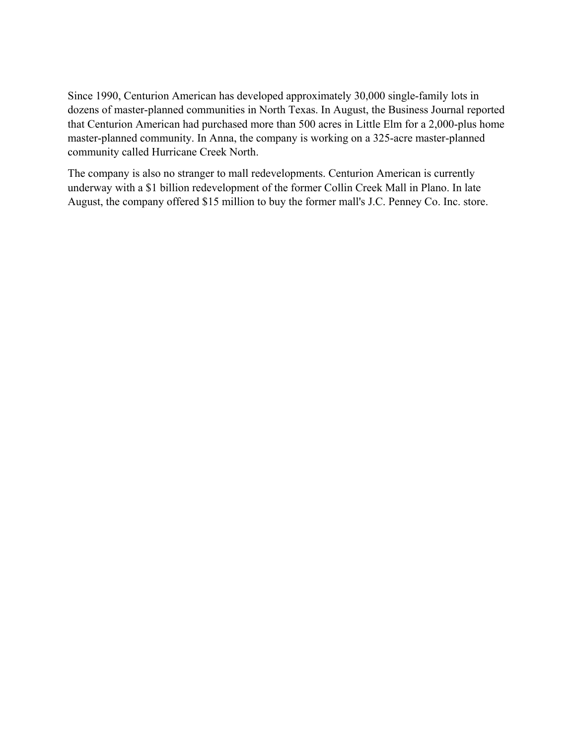Since 1990, Centurion American has developed approximately 30,000 single-family lots in dozens of master-planned communities in North Texas. In August, the Business Journal reported that Centurion American had purchased more than 500 acres in Little Elm for a 2,000-plus home master-planned community. In Anna, the company is working on a 325-acre master-planned community called Hurricane Creek North.

The company is also no stranger to mall redevelopments. Centurion American is currently underway with a $1 billion redevelopment of the former Collin Creek Mall in Plano. In late August, the company offered $15 million to buy the former mall's J.C. Penney Co. Inc. store.